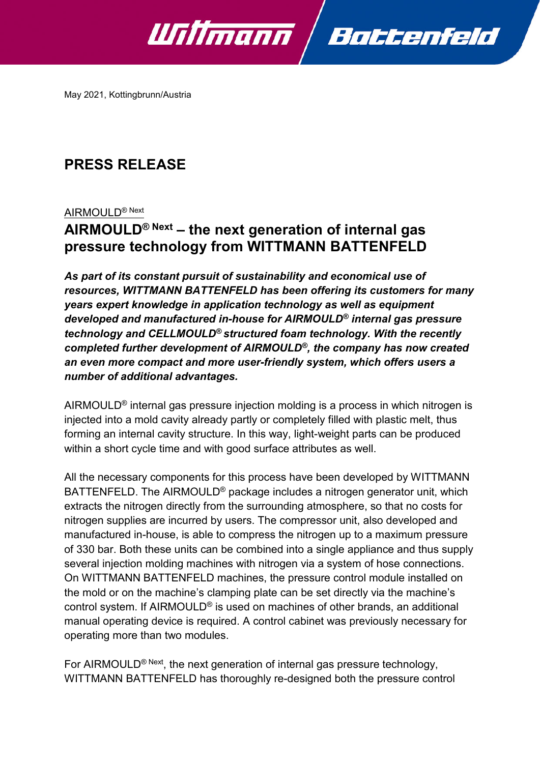May 2021, Kottingbrunn/Austria

# PRESS RELEASE

AIRMOULD® Next

## AIRMOULD® Next – the next generation of internal gas pressure technology from WITTMANN BATTENFELD

***As part of its constant pursuit of sustainability and economical use of resources, WITTMANN BATTENFELD has been offering its customers for many years expert knowledge in application technology as well as equipment developed and manufactured in-house for AIRMOULD® internal gas pressure technology and CELLMOULD® structured foam technology. With the recently completed further development of AIRMOULD®, the company has now created an even more compact and more user-friendly system, which offers users a number of additional advantages.***

AIRMOULD® internal gas pressure injection molding is a process in which nitrogen is injected into a mold cavity already partly or completely filled with plastic melt, thus forming an internal cavity structure. In this way, light-weight parts can be produced within a short cycle time and with good surface attributes as well.

All the necessary components for this process have been developed by WITTMANN BATTENFELD. The AIRMOULD® package includes a nitrogen generator unit, which extracts the nitrogen directly from the surrounding atmosphere, so that no costs for nitrogen supplies are incurred by users. The compressor unit, also developed and manufactured in-house, is able to compress the nitrogen up to a maximum pressure of 330 bar. Both these units can be combined into a single appliance and thus supply several injection molding machines with nitrogen via a system of hose connections. On WITTMANN BATTENFELD machines, the pressure control module installed on the mold or on the machine's clamping plate can be set directly via the machine's control system. If AIRMOULD® is used on machines of other brands, an additional manual operating device is required. A control cabinet was previously necessary for operating more than two modules.

For AIRMOULD® Next, the next generation of internal gas pressure technology, WITTMANN BATTENFELD has thoroughly re-designed both the pressure control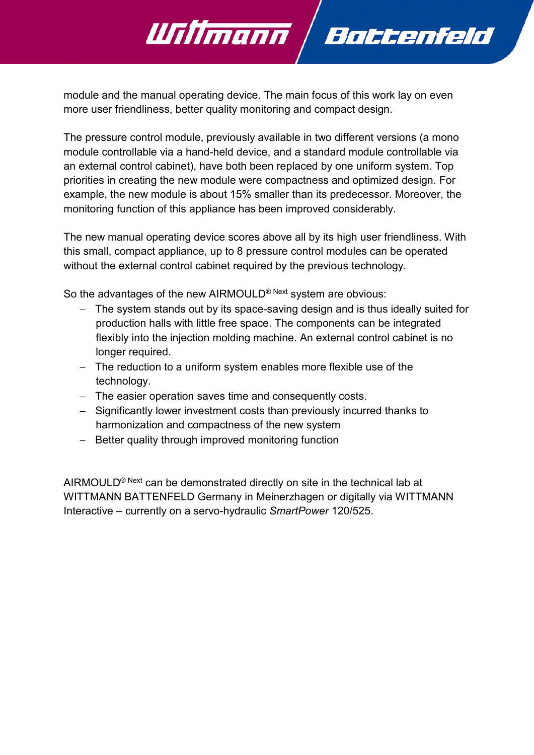module and the manual operating device. The main focus of this work lay on even more user friendliness, better quality monitoring and compact design.

The pressure control module, previously available in two different versions (a mono module controllable via a hand-held device, and a standard module controllable via an external control cabinet), have both been replaced by one uniform system. Top priorities in creating the new module were compactness and optimized design. For example, the new module is about 15% smaller than its predecessor. Moreover, the monitoring function of this appliance has been improved considerably.

The new manual operating device scores above all by its high user friendliness. With this small, compact appliance, up to 8 pressure control modules can be operated without the external control cabinet required by the previous technology.

So the advantages of the new AIRMOULD® Next system are obvious:

- The system stands out by its space-saving design and is thus ideally suited for production halls with little free space. The components can be integrated flexibly into the injection molding machine. An external control cabinet is no longer required.
- The reduction to a uniform system enables more flexible use of the technology.
- The easier operation saves time and consequently costs.
- Significantly lower investment costs than previously incurred thanks to harmonization and compactness of the new system
- Better quality through improved monitoring function

AIRMOULD® Next can be demonstrated directly on site in the technical lab at WITTMANN BATTENFELD Germany in Meinerzhagen or digitally via WITTMANN Interactive – currently on a servo-hydraulic *SmartPower* 120/525.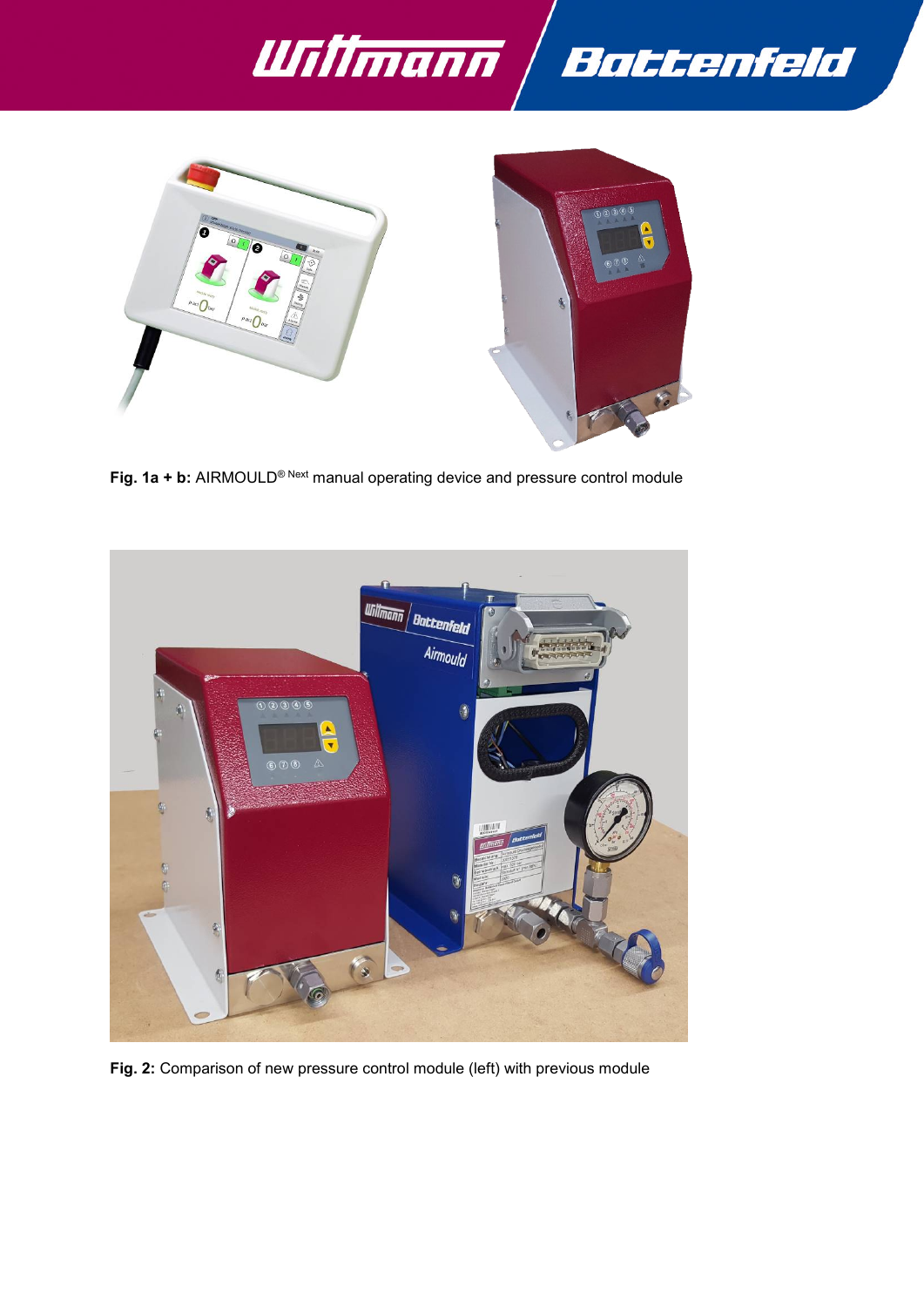**Fig. 1a + b:** AIRMOULD® Next manual operating device and pressure control module

**Fig. 2:** Comparison of new pressure control module (left) with previous module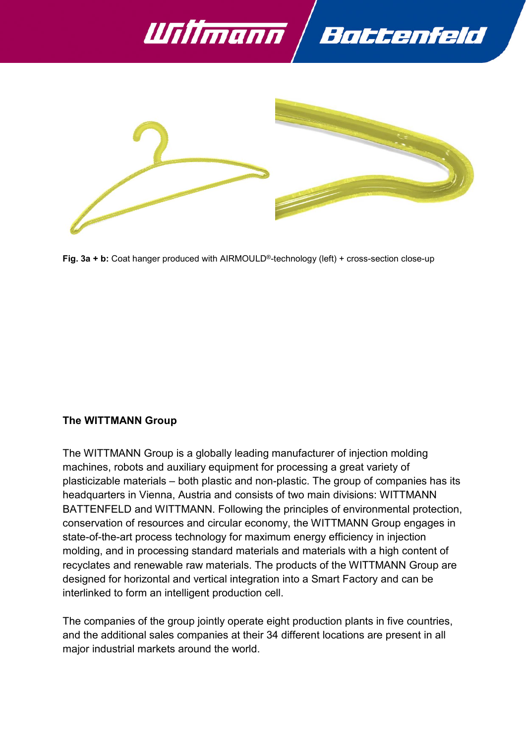**Fig. 3a + b:** Coat hanger produced with AIRMOULD®-technology (left) + cross-section close-up

## The WITTMANN Group

The WITTMANN Group is a globally leading manufacturer of injection molding machines, robots and auxiliary equipment for processing a great variety of plasticizable materials – both plastic and non-plastic. The group of companies has its headquarters in Vienna, Austria and consists of two main divisions: WITTMANN BATTENFELD and WITTMANN. Following the principles of environmental protection, conservation of resources and circular economy, the WITTMANN Group engages in state-of-the-art process technology for maximum energy efficiency in injection molding, and in processing standard materials and materials with a high content of recyclates and renewable raw materials. The products of the WITTMANN Group are designed for horizontal and vertical integration into a Smart Factory and can be interlinked to form an intelligent production cell.

The companies of the group jointly operate eight production plants in five countries, and the additional sales companies at their 34 different locations are present in all major industrial markets around the world.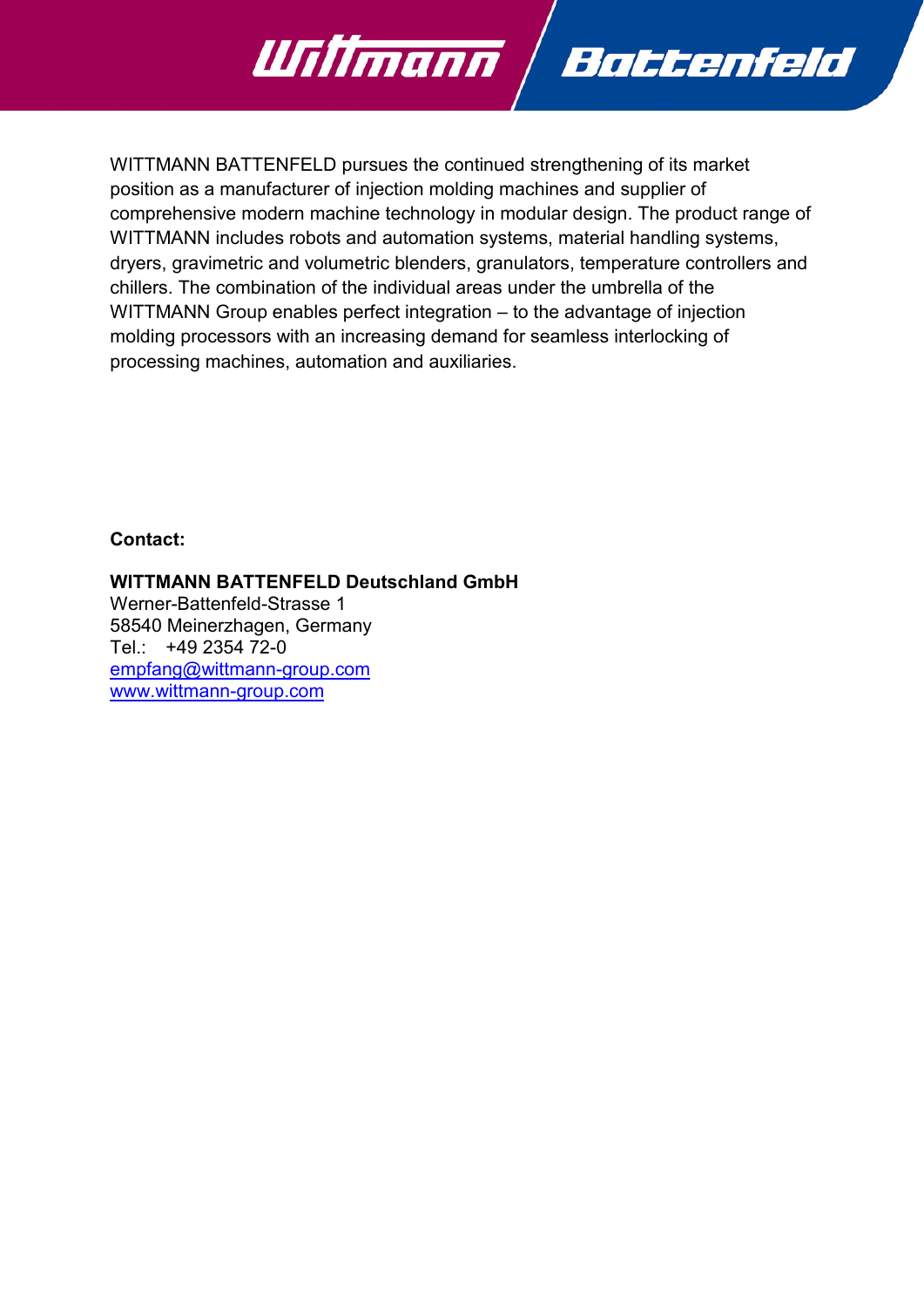WITTMANN BATTENFELD pursues the continued strengthening of its market position as a manufacturer of injection molding machines and supplier of comprehensive modern machine technology in modular design. The product range of WITTMANN includes robots and automation systems, material handling systems, dryers, gravimetric and volumetric blenders, granulators, temperature controllers and chillers. The combination of the individual areas under the umbrella of the WITTMANN Group enables perfect integration – to the advantage of injection molding processors with an increasing demand for seamless interlocking of processing machines, automation and auxiliaries.

**Contact:**

**WITTMANN BATTENFELD Deutschland GmbH**
Werner-Battenfeld-Strasse 1
58540 Meinerzhagen, Germany
Tel.: +49 2354 72-0
empfang@wittmann-group.com
www.wittmann-group.com